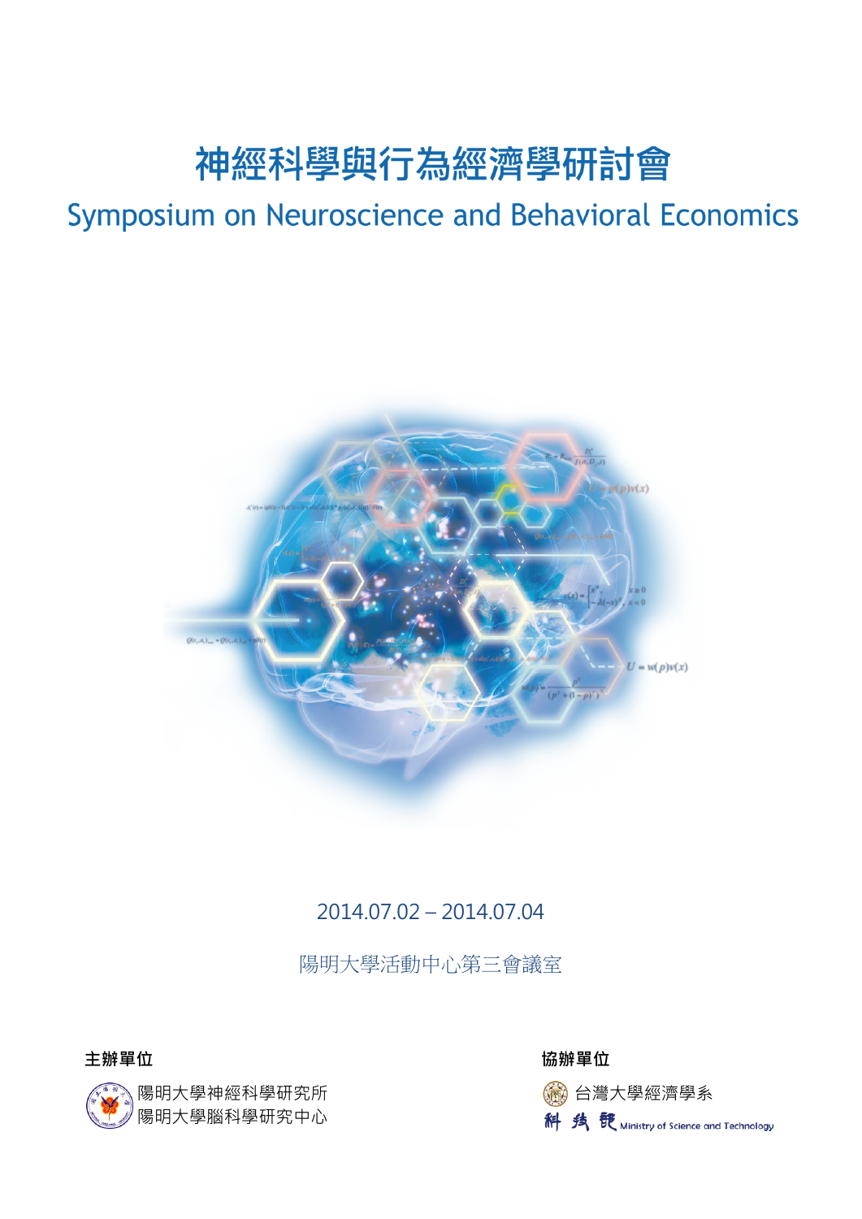# 神經科學與行為經濟學研討會

## Symposium on Neuroscience and Behavioral Economics

2014.07.02 – 2014.07.04

陽明大學活動中心第三會議室

**主辦單位**

陽明大學神經科學研究所

陽明大學腦科學研究中心

**協辦單位**

台灣大學經濟學系

科技部 Ministry of Science and Technology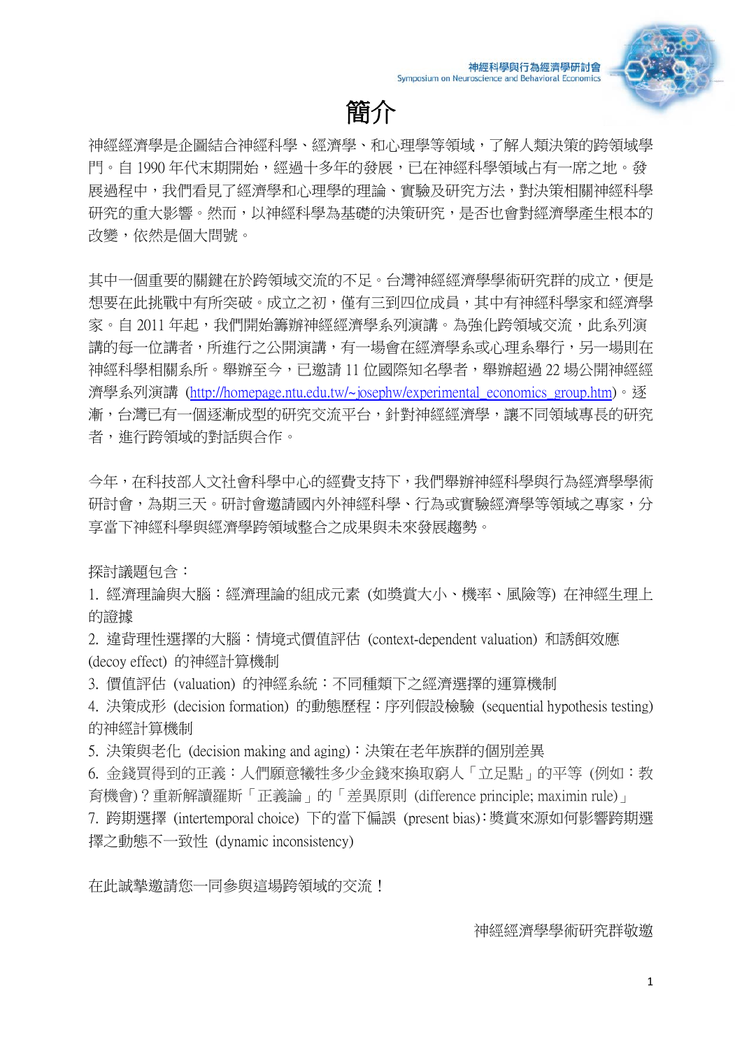# 簡介

神經經濟學是企圖結合神經科學、經濟學、和心理學等領域，了解人類決策的跨領域學門。自 1990 年代末期開始，經過十多年的發展，已在神經科學領域占有一席之地。發展過程中，我們看見了經濟學和心理學的理論、實驗及研究方法，對決策相關神經科學研究的重大影響。然而，以神經科學為基礎的決策研究，是否也會對經濟學產生根本的改變，依然是個大問號。

其中一個重要的關鍵在於跨領域交流的不足。台灣神經經濟學學術研究群的成立，便是想要在此挑戰中有所突破。成立之初，僅有三到四位成員，其中有神經科學家和經濟學家。自 2011 年起，我們開始籌辦神經經濟學系列演講。為強化跨領域交流，此系列演講的每一位講者，所進行之公開演講，有一場會在經濟學系或心理系舉行，另一場則在神經科學相關系所。舉辦至今，已邀請 11 位國際知名學者，舉辦超過 22 場公開神經經濟學系列演講 (http://homepage.ntu.edu.tw/~josephw/experimental_economics_group.htm)。逐漸，台灣已有一個逐漸成型的研究交流平台，針對神經經濟學，讓不同領域專長的研究者，進行跨領域的對話與合作。

今年，在科技部人文社會科學中心的經費支持下，我們舉辦神經科學與行為經濟學學術研討會，為期三天。研討會邀請國內外神經科學、行為或實驗經濟學等領域之專家，分享當下神經科學與經濟學跨領域整合之成果與未來發展趨勢。

探討議題包含：

1. 經濟理論與大腦：經濟理論的組成元素 (如獎賞大小、機率、風險等) 在神經生理上的證據
2. 違背理性選擇的大腦：情境式價值評估 (context-dependent valuation) 和誘餌效應 (decoy effect) 的神經計算機制
3. 價值評估 (valuation) 的神經系統：不同種類下之經濟選擇的運算機制
4. 決策成形 (decision formation) 的動態歷程：序列假設檢驗 (sequential hypothesis testing) 的神經計算機制
5. 決策與老化 (decision making and aging)：決策在老年族群的個別差異
6. 金錢買得到的正義：人們願意犧牲多少金錢來換取窮人「立足點」的平等 (例如：教育機會)？重新解讀羅斯「正義論」的「差異原則 (difference principle; maximin rule)」
7. 跨期選擇 (intertemporal choice) 下的當下偏誤 (present bias)：獎賞來源如何影響跨期選擇之動態不一致性 (dynamic inconsistency)

在此誠摯邀請您一同參與這場跨領域的交流！

神經經濟學學術研究群敬邀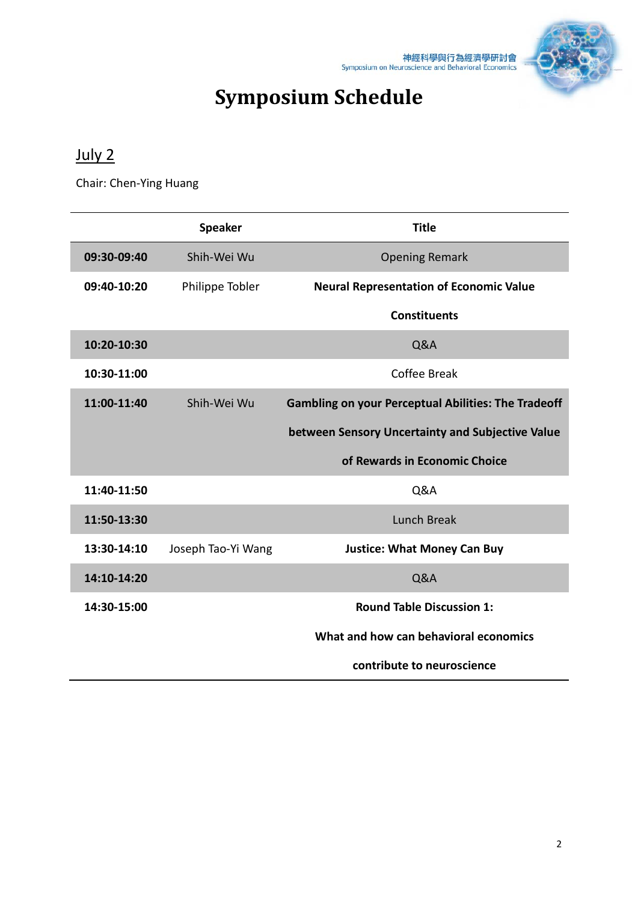# Symposium Schedule

## July 2

Chair: Chen-Ying Huang

| | Speaker | Title |
|---|---|---|
| **09:30-09:40** | Shih-Wei Wu | Opening Remark |
| **09:40-10:20** | Philippe Tobler | **Neural Representation of Economic Value Constituents** |
| **10:20-10:30** | | Q&A |
| **10:30-11:00** | | Coffee Break |
| **11:00-11:40** | Shih-Wei Wu | **Gambling on your Perceptual Abilities: The Tradeoff between Sensory Uncertainty and Subjective Value of Rewards in Economic Choice** |
| **11:40-11:50** | | Q&A |
| **11:50-13:30** | | Lunch Break |
| **13:30-14:10** | Joseph Tao-Yi Wang | **Justice: What Money Can Buy** |
| **14:10-14:20** | | Q&A |
| **14:30-15:00** | | **Round Table Discussion 1: What and how can behavioral economics contribute to neuroscience** |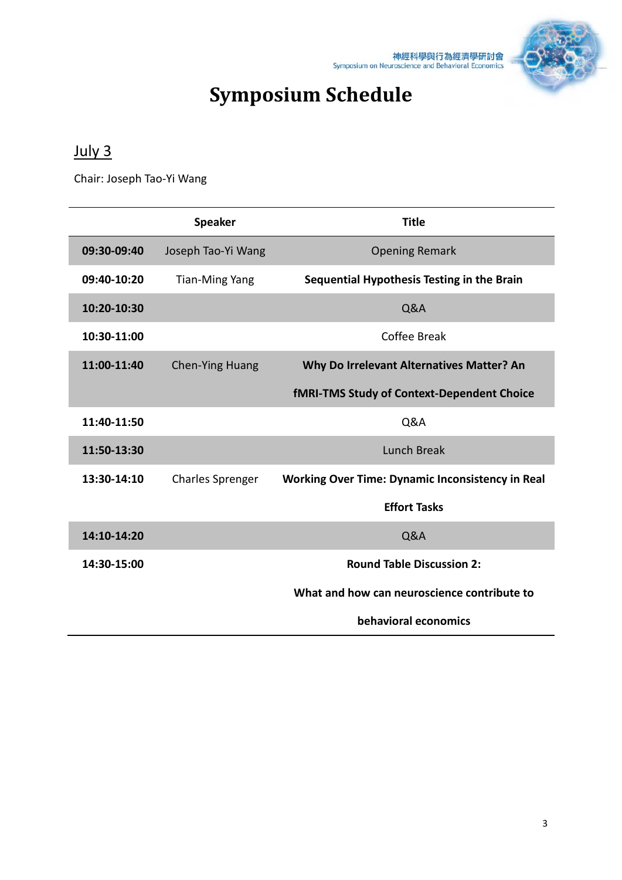# Symposium Schedule

## July 3

Chair: Joseph Tao-Yi Wang

| | Speaker | Title |
|---|---|---|
| **09:30-09:40** | Joseph Tao-Yi Wang | Opening Remark |
| **09:40-10:20** | Tian-Ming Yang | **Sequential Hypothesis Testing in the Brain** |
| **10:20-10:30** | | Q&A |
| **10:30-11:00** | | Coffee Break |
| **11:00-11:40** | Chen-Ying Huang | **Why Do Irrelevant Alternatives Matter? An fMRI-TMS Study of Context-Dependent Choice** |
| **11:40-11:50** | | Q&A |
| **11:50-13:30** | | Lunch Break |
| **13:30-14:10** | Charles Sprenger | **Working Over Time: Dynamic Inconsistency in Real Effort Tasks** |
| **14:10-14:20** | | Q&A |
| **14:30-15:00** | | **Round Table Discussion 2: What and how can neuroscience contribute to behavioral economics** |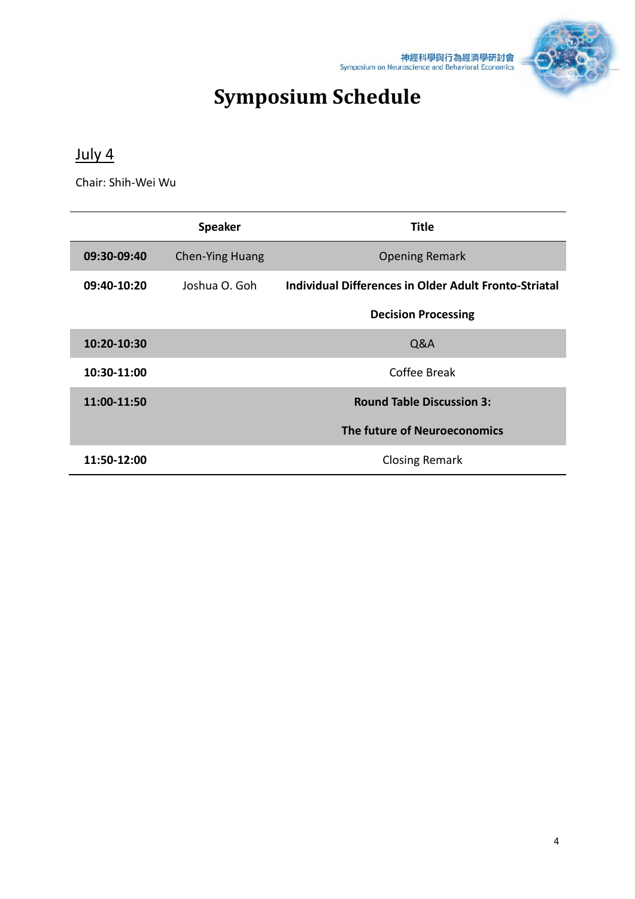# Symposium Schedule

## July 4

Chair: Shih-Wei Wu

| | Speaker | Title |
|---|---|---|
| **09:30-09:40** | Chen-Ying Huang | Opening Remark |
| **09:40-10:20** | Joshua O. Goh | **Individual Differences in Older Adult Fronto-Striatal Decision Processing** |
| **10:20-10:30** | | Q&A |
| **10:30-11:00** | | Coffee Break |
| **11:00-11:50** | | **Round Table Discussion 3: The future of Neuroeconomics** |
| **11:50-12:00** | | Closing Remark |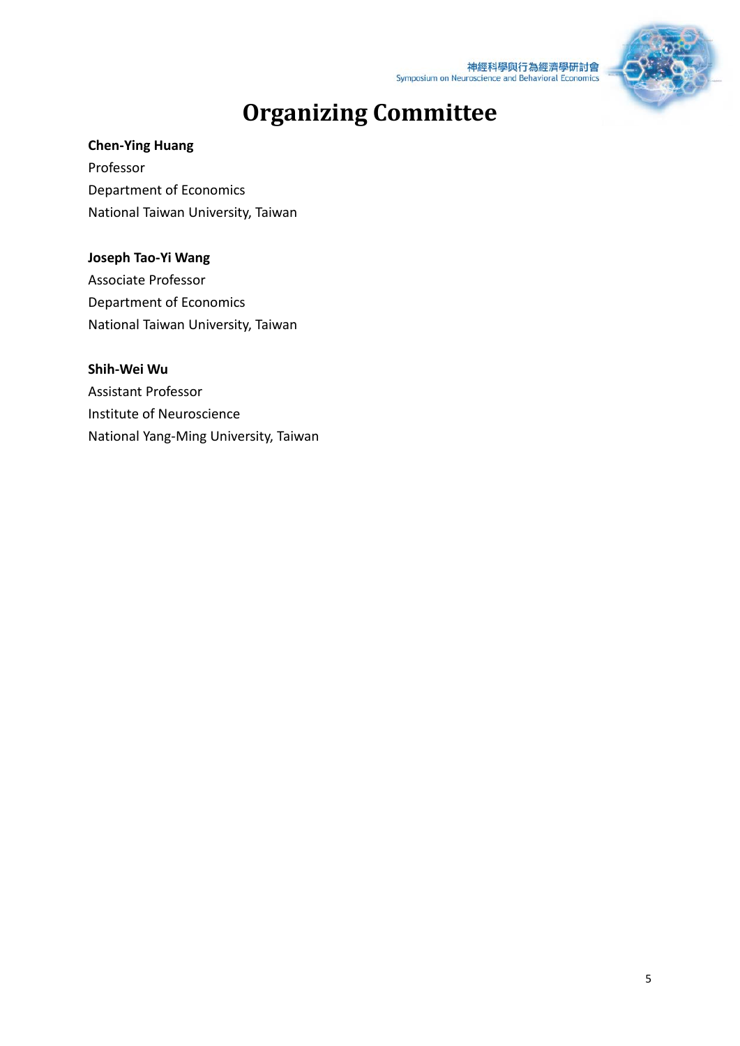# Organizing Committee

**Chen-Ying Huang**
Professor
Department of Economics
National Taiwan University, Taiwan

**Joseph Tao-Yi Wang**
Associate Professor
Department of Economics
National Taiwan University, Taiwan

**Shih-Wei Wu**
Assistant Professor
Institute of Neuroscience
National Yang-Ming University, Taiwan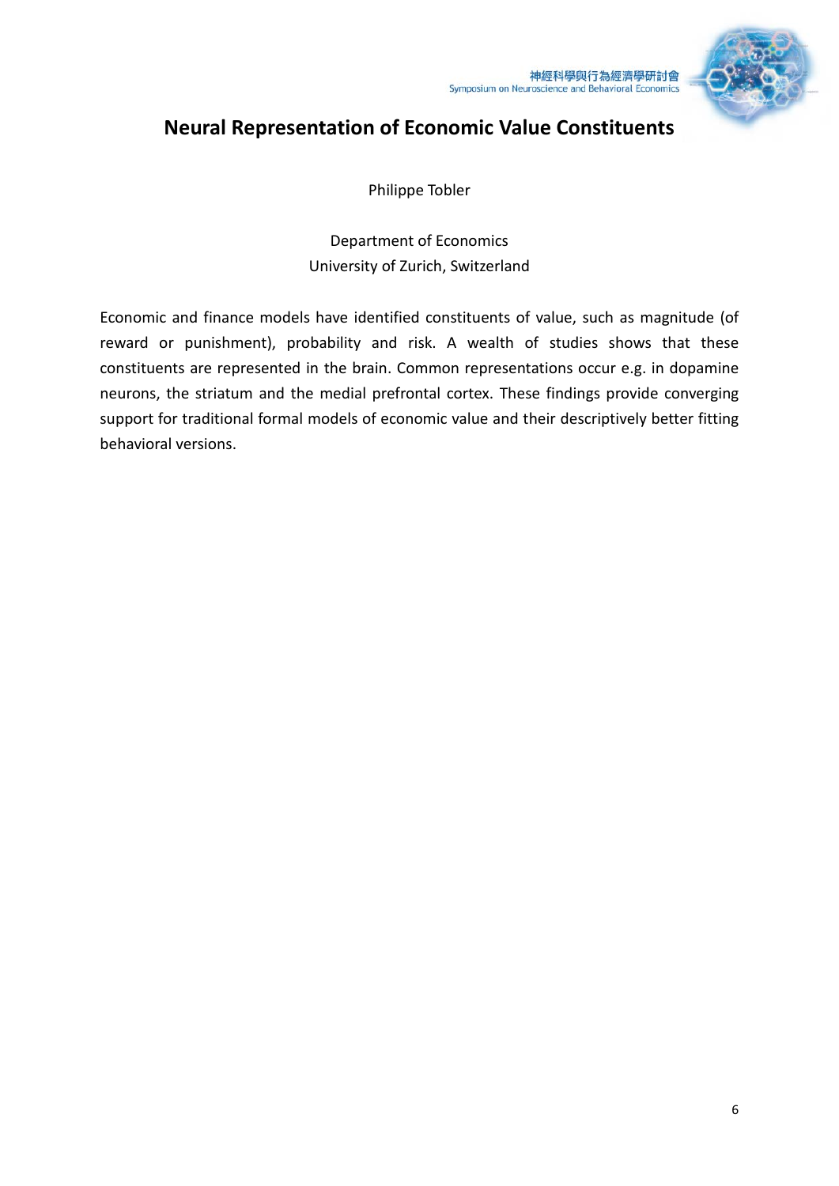# Neural Representation of Economic Value Constituents

Philippe Tobler

Department of Economics
University of Zurich, Switzerland

Economic and finance models have identified constituents of value, such as magnitude (of reward or punishment), probability and risk. A wealth of studies shows that these constituents are represented in the brain. Common representations occur e.g. in dopamine neurons, the striatum and the medial prefrontal cortex. These findings provide converging support for traditional formal models of economic value and their descriptively better fitting behavioral versions.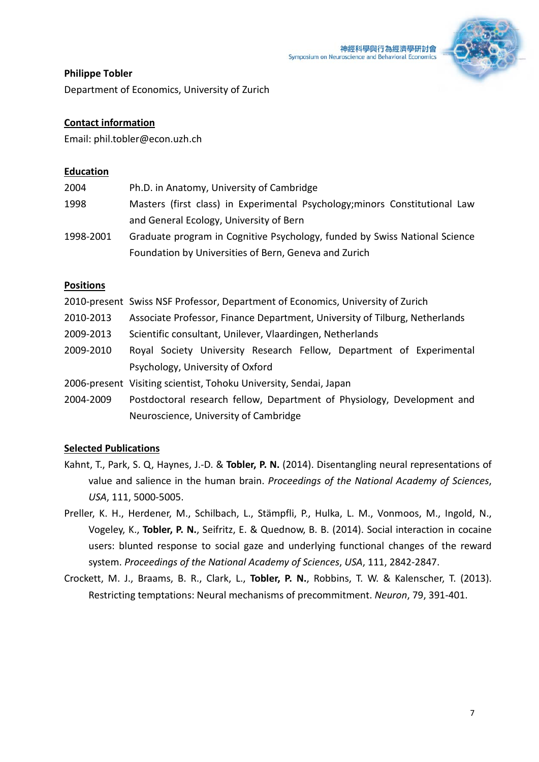**Philippe Tobler**

Department of Economics, University of Zurich

**Contact information**

Email: phil.tobler@econ.uzh.ch

**Education**

| | |
|---|---|
| 2004 | Ph.D. in Anatomy, University of Cambridge |
| 1998 | Masters (first class) in Experimental Psychology;minors Constitutional Law and General Ecology, University of Bern |
| 1998-2001 | Graduate program in Cognitive Psychology, funded by Swiss National Science Foundation by Universities of Bern, Geneva and Zurich |

**Positions**

| | |
|---|---|
| 2010-present | Swiss NSF Professor, Department of Economics, University of Zurich |
| 2010-2013 | Associate Professor, Finance Department, University of Tilburg, Netherlands |
| 2009-2013 | Scientific consultant, Unilever, Vlaardingen, Netherlands |
| 2009-2010 | Royal Society University Research Fellow, Department of Experimental Psychology, University of Oxford |
| 2006-present | Visiting scientist, Tohoku University, Sendai, Japan |
| 2004-2009 | Postdoctoral research fellow, Department of Physiology, Development and Neuroscience, University of Cambridge |

**Selected Publications**

Kahnt, T., Park, S. Q, Haynes, J.-D. & **Tobler, P. N.** (2014). Disentangling neural representations of value and salience in the human brain. *Proceedings of the National Academy of Sciences*, *USA*, 111, 5000-5005.

Preller, K. H., Herdener, M., Schilbach, L., Stämpfli, P., Hulka, L. M., Vonmoos, M., Ingold, N., Vogeley, K., **Tobler, P. N.**, Seifritz, E. & Quednow, B. B. (2014). Social interaction in cocaine users: blunted response to social gaze and underlying functional changes of the reward system. *Proceedings of the National Academy of Sciences*, *USA*, 111, 2842-2847.

Crockett, M. J., Braams, B. R., Clark, L., **Tobler, P. N.**, Robbins, T. W. & Kalenscher, T. (2013). Restricting temptations: Neural mechanisms of precommitment. *Neuron*, 79, 391-401.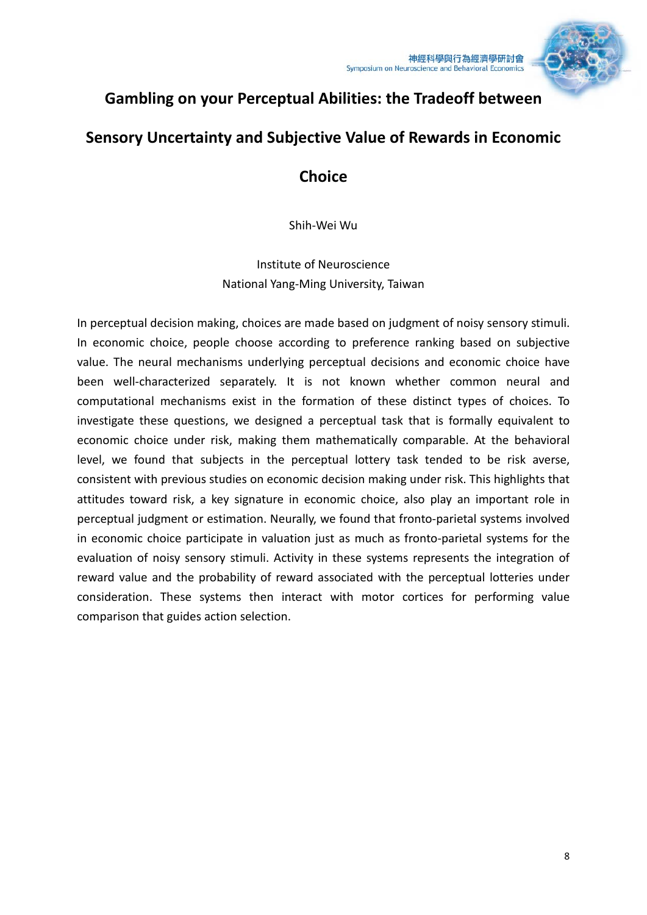# Gambling on your Perceptual Abilities: the Tradeoff between Sensory Uncertainty and Subjective Value of Rewards in Economic Choice

Shih-Wei Wu

Institute of Neuroscience
National Yang-Ming University, Taiwan

In perceptual decision making, choices are made based on judgment of noisy sensory stimuli. In economic choice, people choose according to preference ranking based on subjective value. The neural mechanisms underlying perceptual decisions and economic choice have been well-characterized separately. It is not known whether common neural and computational mechanisms exist in the formation of these distinct types of choices. To investigate these questions, we designed a perceptual task that is formally equivalent to economic choice under risk, making them mathematically comparable. At the behavioral level, we found that subjects in the perceptual lottery task tended to be risk averse, consistent with previous studies on economic decision making under risk. This highlights that attitudes toward risk, a key signature in economic choice, also play an important role in perceptual judgment or estimation. Neurally, we found that fronto-parietal systems involved in economic choice participate in valuation just as much as fronto-parietal systems for the evaluation of noisy sensory stimuli. Activity in these systems represents the integration of reward value and the probability of reward associated with the perceptual lotteries under consideration. These systems then interact with motor cortices for performing value comparison that guides action selection.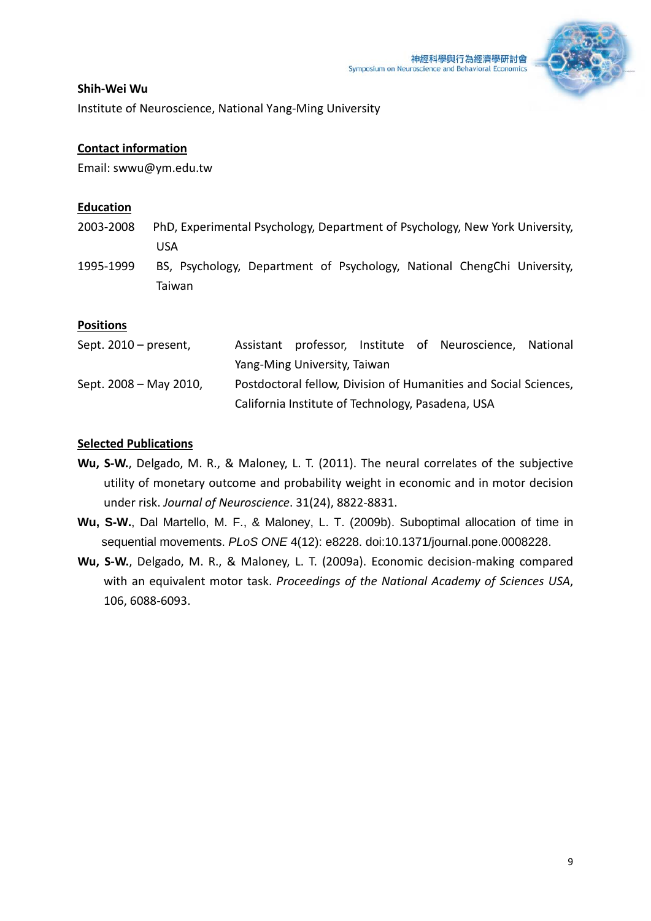**Shih-Wei Wu**

Institute of Neuroscience, National Yang-Ming University

**Contact information**

Email: swwu@ym.edu.tw

**Education**

2003-2008 PhD, Experimental Psychology, Department of Psychology, New York University, USA

1995-1999 BS, Psychology, Department of Psychology, National ChengChi University, Taiwan

**Positions**

Sept. 2010 – present, Assistant professor, Institute of Neuroscience, National Yang-Ming University, Taiwan

Sept. 2008 – May 2010, Postdoctoral fellow, Division of Humanities and Social Sciences, California Institute of Technology, Pasadena, USA

**Selected Publications**

**Wu, S-W.**, Delgado, M. R., & Maloney, L. T. (2011). The neural correlates of the subjective utility of monetary outcome and probability weight in economic and in motor decision under risk. *Journal of Neuroscience*. 31(24), 8822-8831.

**Wu, S-W.**, Dal Martello, M. F., & Maloney, L. T. (2009b). Suboptimal allocation of time in sequential movements. *PLoS ONE* 4(12): e8228. doi:10.1371/journal.pone.0008228.

**Wu, S-W.**, Delgado, M. R., & Maloney, L. T. (2009a). Economic decision-making compared with an equivalent motor task. *Proceedings of the National Academy of Sciences USA*, 106, 6088-6093.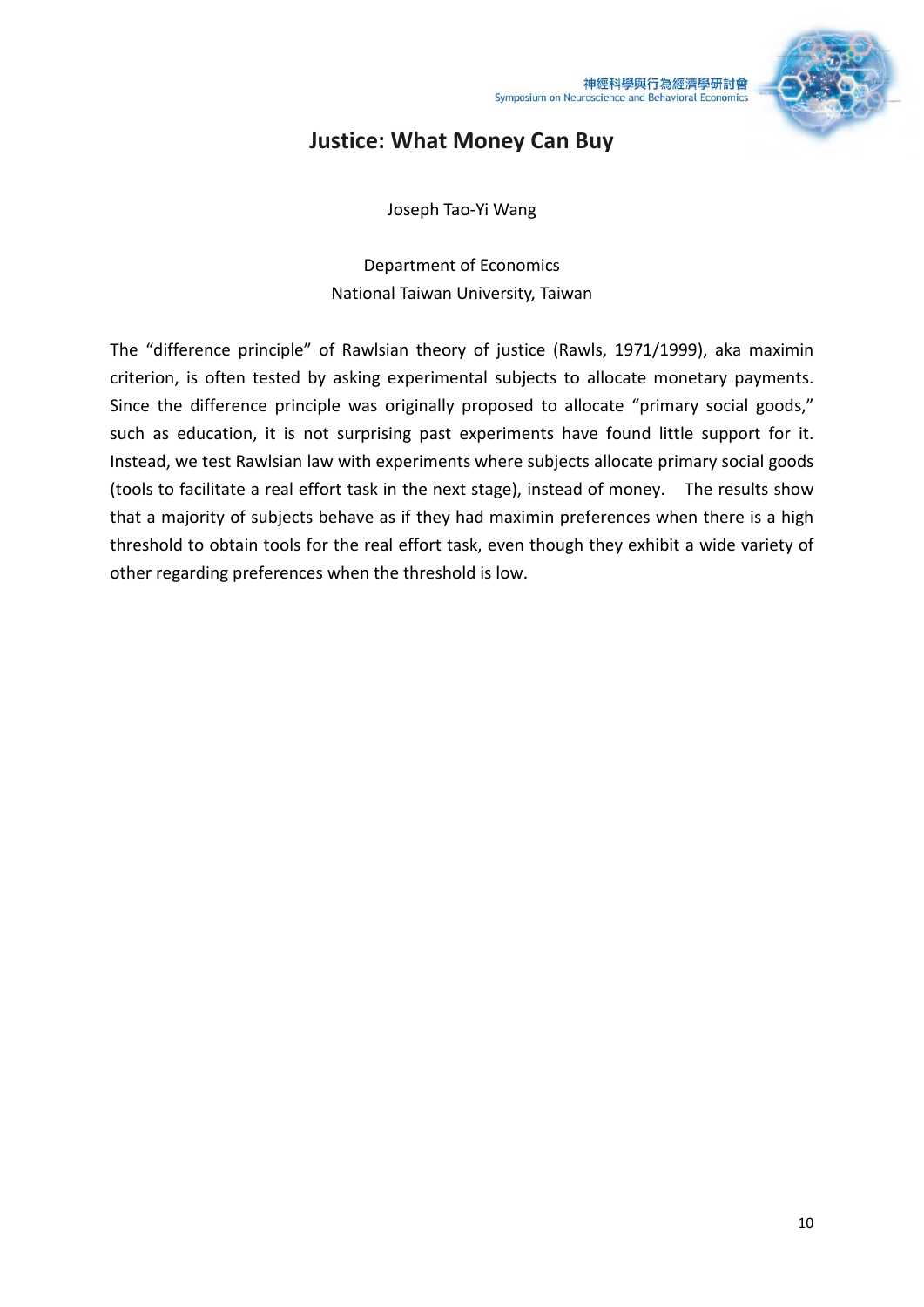# Justice: What Money Can Buy

Joseph Tao-Yi Wang

Department of Economics
National Taiwan University, Taiwan

The "difference principle" of Rawlsian theory of justice (Rawls, 1971/1999), aka maximin criterion, is often tested by asking experimental subjects to allocate monetary payments. Since the difference principle was originally proposed to allocate "primary social goods," such as education, it is not surprising past experiments have found little support for it. Instead, we test Rawlsian law with experiments where subjects allocate primary social goods (tools to facilitate a real effort task in the next stage), instead of money. The results show that a majority of subjects behave as if they had maximin preferences when there is a high threshold to obtain tools for the real effort task, even though they exhibit a wide variety of other regarding preferences when the threshold is low.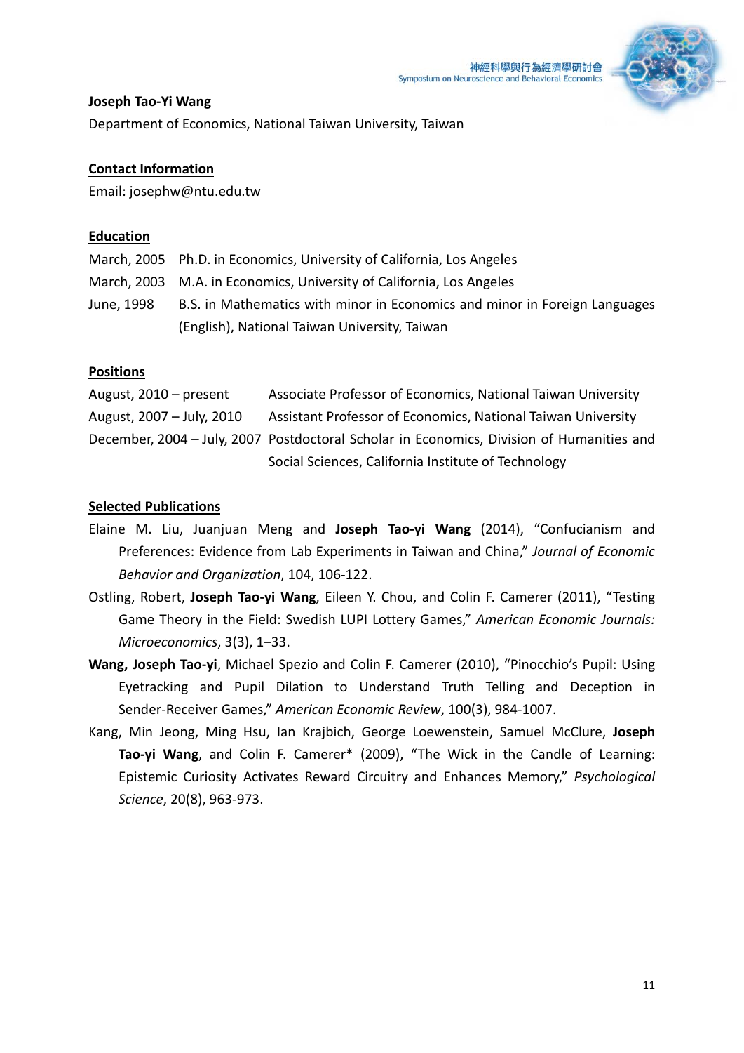**Joseph Tao-Yi Wang**

Department of Economics, National Taiwan University, Taiwan

**Contact Information**

Email: josephw@ntu.edu.tw

**Education**

| | |
|---|---|
| March, 2005 | Ph.D. in Economics, University of California, Los Angeles |
| March, 2003 | M.A. in Economics, University of California, Los Angeles |
| June, 1998 | B.S. in Mathematics with minor in Economics and minor in Foreign Languages (English), National Taiwan University, Taiwan |

**Positions**

| | |
|---|---|
| August, 2010 – present | Associate Professor of Economics, National Taiwan University |
| August, 2007 – July, 2010 | Assistant Professor of Economics, National Taiwan University |
| December, 2004 – July, 2007 | Postdoctoral Scholar in Economics, Division of Humanities and Social Sciences, California Institute of Technology |

**Selected Publications**

Elaine M. Liu, Juanjuan Meng and **Joseph Tao-yi Wang** (2014), "Confucianism and Preferences: Evidence from Lab Experiments in Taiwan and China," *Journal of Economic Behavior and Organization*, 104, 106-122.

Ostling, Robert, **Joseph Tao-yi Wang**, Eileen Y. Chou, and Colin F. Camerer (2011), "Testing Game Theory in the Field: Swedish LUPI Lottery Games," *American Economic Journals: Microeconomics*, 3(3), 1–33.

**Wang, Joseph Tao-yi**, Michael Spezio and Colin F. Camerer (2010), "Pinocchio's Pupil: Using Eyetracking and Pupil Dilation to Understand Truth Telling and Deception in Sender-Receiver Games," *American Economic Review*, 100(3), 984-1007.

Kang, Min Jeong, Ming Hsu, Ian Krajbich, George Loewenstein, Samuel McClure, **Joseph Tao-yi Wang**, and Colin F. Camerer* (2009), "The Wick in the Candle of Learning: Epistemic Curiosity Activates Reward Circuitry and Enhances Memory," *Psychological Science*, 20(8), 963-973.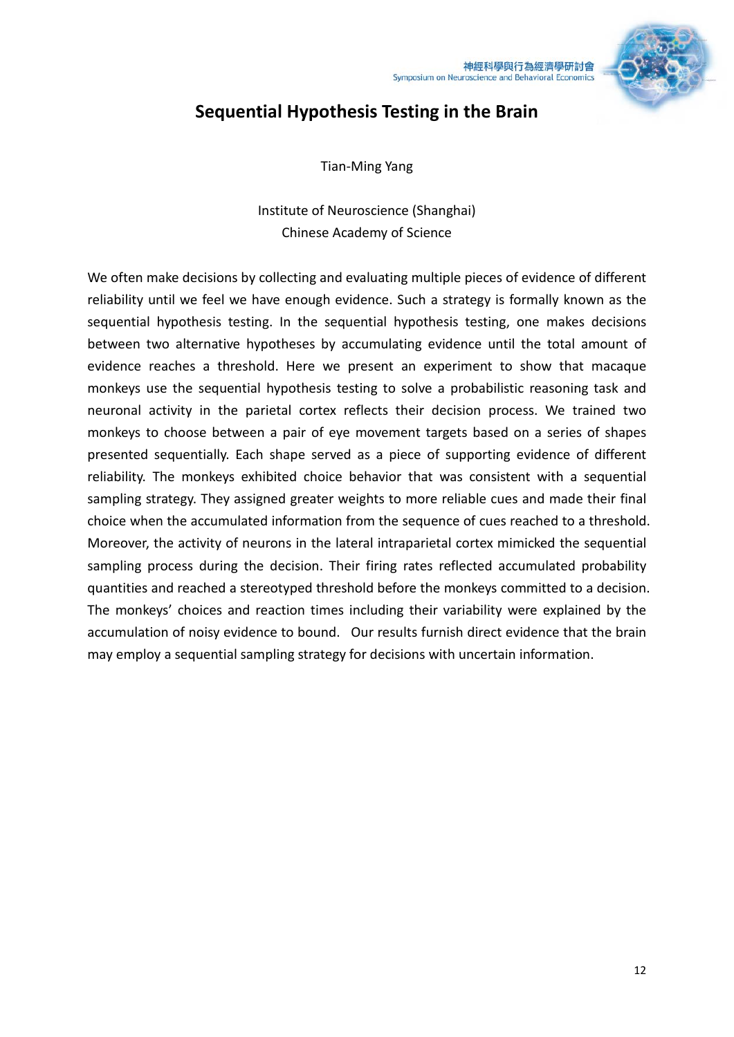# Sequential Hypothesis Testing in the Brain

Tian-Ming Yang

Institute of Neuroscience (Shanghai)
Chinese Academy of Science

We often make decisions by collecting and evaluating multiple pieces of evidence of different reliability until we feel we have enough evidence. Such a strategy is formally known as the sequential hypothesis testing. In the sequential hypothesis testing, one makes decisions between two alternative hypotheses by accumulating evidence until the total amount of evidence reaches a threshold. Here we present an experiment to show that macaque monkeys use the sequential hypothesis testing to solve a probabilistic reasoning task and neuronal activity in the parietal cortex reflects their decision process. We trained two monkeys to choose between a pair of eye movement targets based on a series of shapes presented sequentially. Each shape served as a piece of supporting evidence of different reliability. The monkeys exhibited choice behavior that was consistent with a sequential sampling strategy. They assigned greater weights to more reliable cues and made their final choice when the accumulated information from the sequence of cues reached to a threshold. Moreover, the activity of neurons in the lateral intraparietal cortex mimicked the sequential sampling process during the decision. Their firing rates reflected accumulated probability quantities and reached a stereotyped threshold before the monkeys committed to a decision. The monkeys' choices and reaction times including their variability were explained by the accumulation of noisy evidence to bound. Our results furnish direct evidence that the brain may employ a sequential sampling strategy for decisions with uncertain information.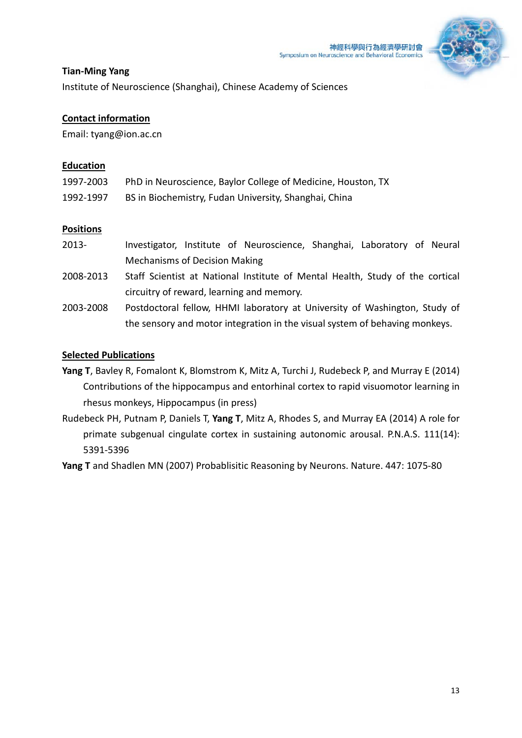**Tian-Ming Yang**

Institute of Neuroscience (Shanghai), Chinese Academy of Sciences

**Contact information**

Email: tyang@ion.ac.cn

**Education**

1997-2003 PhD in Neuroscience, Baylor College of Medicine, Houston, TX

1992-1997 BS in Biochemistry, Fudan University, Shanghai, China

**Positions**

2013- Investigator, Institute of Neuroscience, Shanghai, Laboratory of Neural Mechanisms of Decision Making

2008-2013 Staff Scientist at National Institute of Mental Health, Study of the cortical circuitry of reward, learning and memory.

2003-2008 Postdoctoral fellow, HHMI laboratory at University of Washington, Study of the sensory and motor integration in the visual system of behaving monkeys.

**Selected Publications**

**Yang T**, Bavley R, Fomalont K, Blomstrom K, Mitz A, Turchi J, Rudebeck P, and Murray E (2014) Contributions of the hippocampus and entorhinal cortex to rapid visuomotor learning in rhesus monkeys, Hippocampus (in press)

Rudebeck PH, Putnam P, Daniels T, **Yang T**, Mitz A, Rhodes S, and Murray EA (2014) A role for primate subgenual cingulate cortex in sustaining autonomic arousal. P.N.A.S. 111(14): 5391-5396

**Yang T** and Shadlen MN (2007) Probablisitic Reasoning by Neurons. Nature. 447: 1075-80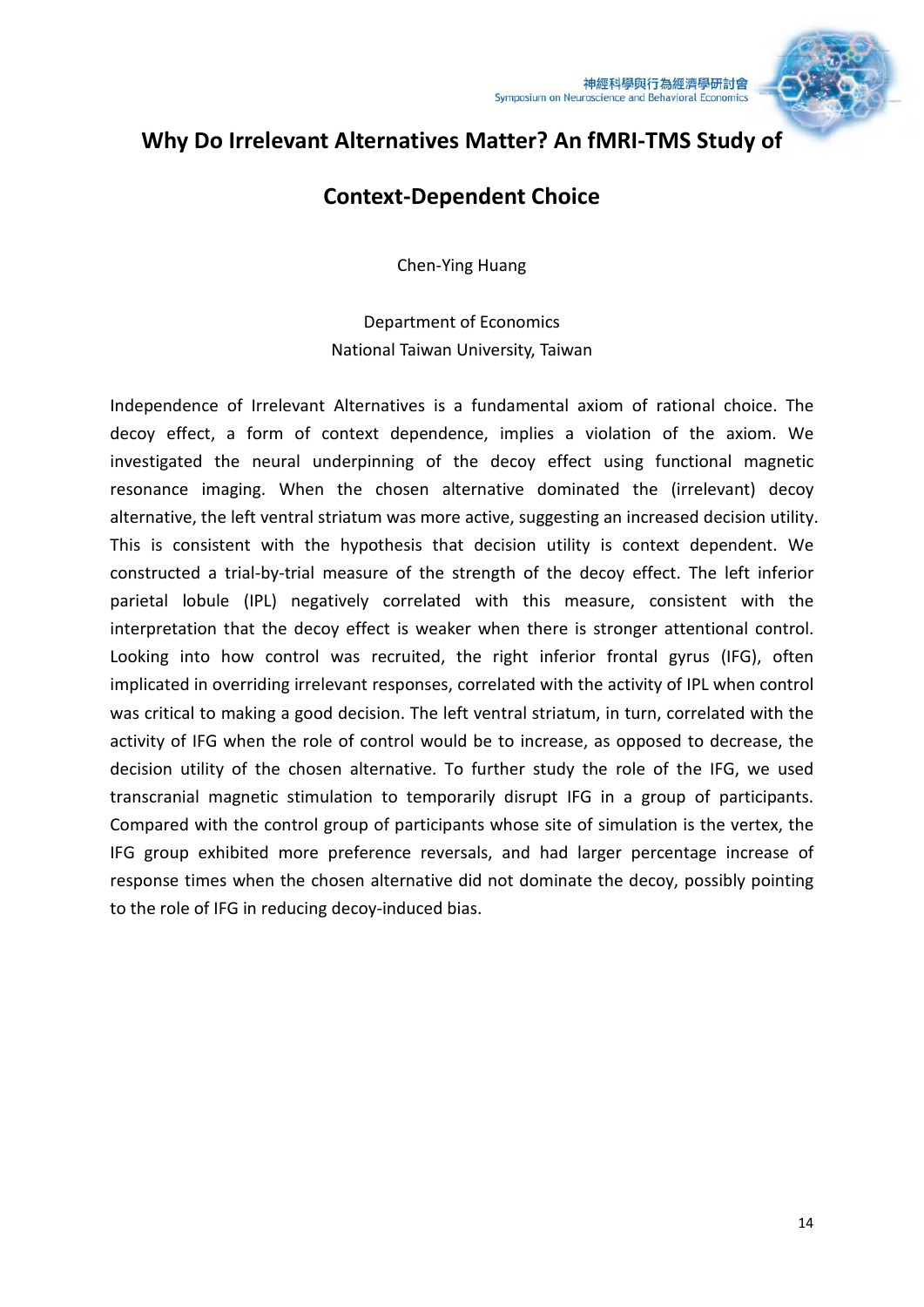# Why Do Irrelevant Alternatives Matter? An fMRI-TMS Study of Context-Dependent Choice

Chen-Ying Huang

Department of Economics
National Taiwan University, Taiwan

Independence of Irrelevant Alternatives is a fundamental axiom of rational choice. The decoy effect, a form of context dependence, implies a violation of the axiom. We investigated the neural underpinning of the decoy effect using functional magnetic resonance imaging. When the chosen alternative dominated the (irrelevant) decoy alternative, the left ventral striatum was more active, suggesting an increased decision utility. This is consistent with the hypothesis that decision utility is context dependent. We constructed a trial-by-trial measure of the strength of the decoy effect. The left inferior parietal lobule (IPL) negatively correlated with this measure, consistent with the interpretation that the decoy effect is weaker when there is stronger attentional control. Looking into how control was recruited, the right inferior frontal gyrus (IFG), often implicated in overriding irrelevant responses, correlated with the activity of IPL when control was critical to making a good decision. The left ventral striatum, in turn, correlated with the activity of IFG when the role of control would be to increase, as opposed to decrease, the decision utility of the chosen alternative. To further study the role of the IFG, we used transcranial magnetic stimulation to temporarily disrupt IFG in a group of participants. Compared with the control group of participants whose site of simulation is the vertex, the IFG group exhibited more preference reversals, and had larger percentage increase of response times when the chosen alternative did not dominate the decoy, possibly pointing to the role of IFG in reducing decoy-induced bias.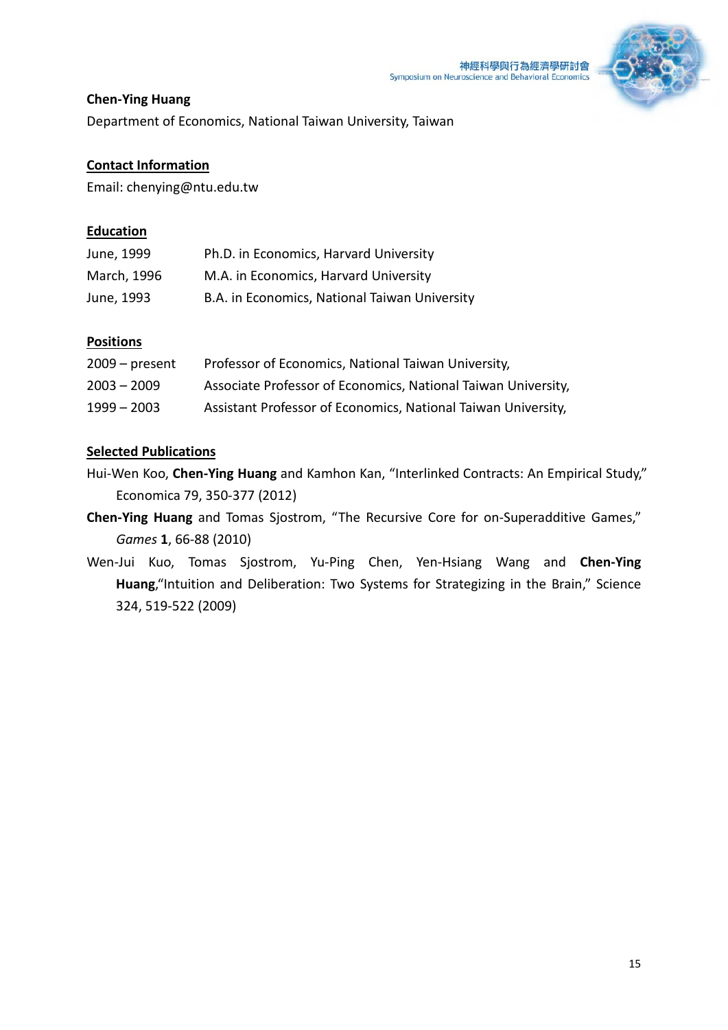**Chen-Ying Huang**

Department of Economics, National Taiwan University, Taiwan

**Contact Information**

Email: chenying@ntu.edu.tw

**Education**

| | |
|---|---|
| June, 1999 | Ph.D. in Economics, Harvard University |
| March, 1996 | M.A. in Economics, Harvard University |
| June, 1993 | B.A. in Economics, National Taiwan University |

**Positions**

| | |
|---|---|
| 2009 – present | Professor of Economics, National Taiwan University, |
| 2003 – 2009 | Associate Professor of Economics, National Taiwan University, |
| 1999 – 2003 | Assistant Professor of Economics, National Taiwan University, |

**Selected Publications**

Hui-Wen Koo, **Chen-Ying Huang** and Kamhon Kan, "Interlinked Contracts: An Empirical Study," Economica 79, 350-377 (2012)

**Chen-Ying Huang** and Tomas Sjostrom, "The Recursive Core for on-Superadditive Games," *Games* **1**, 66-88 (2010)

Wen-Jui Kuo, Tomas Sjostrom, Yu-Ping Chen, Yen-Hsiang Wang and **Chen-Ying Huang**,"Intuition and Deliberation: Two Systems for Strategizing in the Brain," Science 324, 519-522 (2009)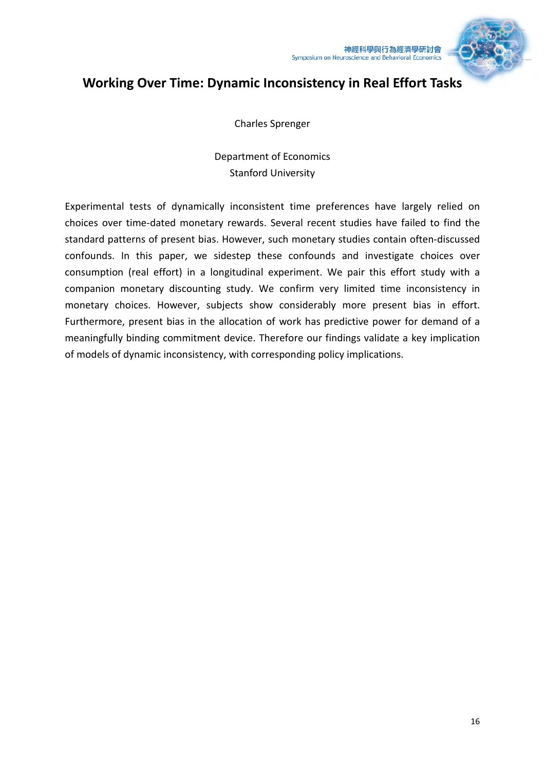# Working Over Time: Dynamic Inconsistency in Real Effort Tasks

Charles Sprenger

Department of Economics
Stanford University

Experimental tests of dynamically inconsistent time preferences have largely relied on choices over time-dated monetary rewards. Several recent studies have failed to find the standard patterns of present bias. However, such monetary studies contain often-discussed confounds. In this paper, we sidestep these confounds and investigate choices over consumption (real effort) in a longitudinal experiment. We pair this effort study with a companion monetary discounting study. We confirm very limited time inconsistency in monetary choices. However, subjects show considerably more present bias in effort. Furthermore, present bias in the allocation of work has predictive power for demand of a meaningfully binding commitment device. Therefore our findings validate a key implication of models of dynamic inconsistency, with corresponding policy implications.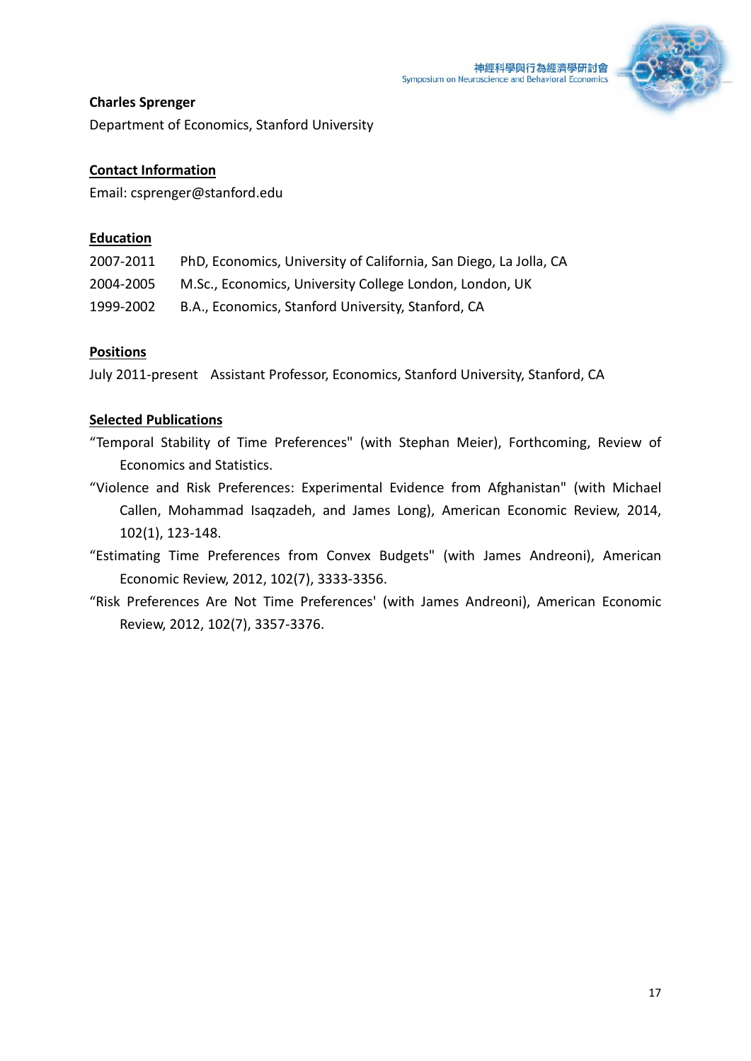**Charles Sprenger**

Department of Economics, Stanford University

**Contact Information**

Email: csprenger@stanford.edu

**Education**

2007-2011 PhD, Economics, University of California, San Diego, La Jolla, CA

2004-2005 M.Sc., Economics, University College London, London, UK

1999-2002 B.A., Economics, Stanford University, Stanford, CA

**Positions**

July 2011-present Assistant Professor, Economics, Stanford University, Stanford, CA

**Selected Publications**

“Temporal Stability of Time Preferences" (with Stephan Meier), Forthcoming, Review of Economics and Statistics.

“Violence and Risk Preferences: Experimental Evidence from Afghanistan" (with Michael Callen, Mohammad Isaqzadeh, and James Long), American Economic Review, 2014, 102(1), 123-148.

“Estimating Time Preferences from Convex Budgets" (with James Andreoni), American Economic Review, 2012, 102(7), 3333-3356.

“Risk Preferences Are Not Time Preferences' (with James Andreoni), American Economic Review, 2012, 102(7), 3357-3376.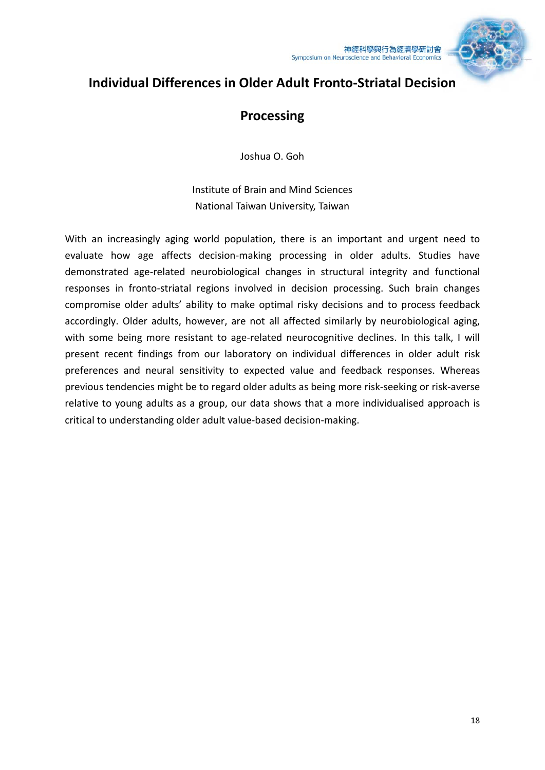# Individual Differences in Older Adult Fronto-Striatal Decision Processing

Joshua O. Goh

Institute of Brain and Mind Sciences
National Taiwan University, Taiwan

With an increasingly aging world population, there is an important and urgent need to evaluate how age affects decision-making processing in older adults. Studies have demonstrated age-related neurobiological changes in structural integrity and functional responses in fronto-striatal regions involved in decision processing. Such brain changes compromise older adults' ability to make optimal risky decisions and to process feedback accordingly. Older adults, however, are not all affected similarly by neurobiological aging, with some being more resistant to age-related neurocognitive declines. In this talk, I will present recent findings from our laboratory on individual differences in older adult risk preferences and neural sensitivity to expected value and feedback responses. Whereas previous tendencies might be to regard older adults as being more risk-seeking or risk-averse relative to young adults as a group, our data shows that a more individualised approach is critical to understanding older adult value-based decision-making.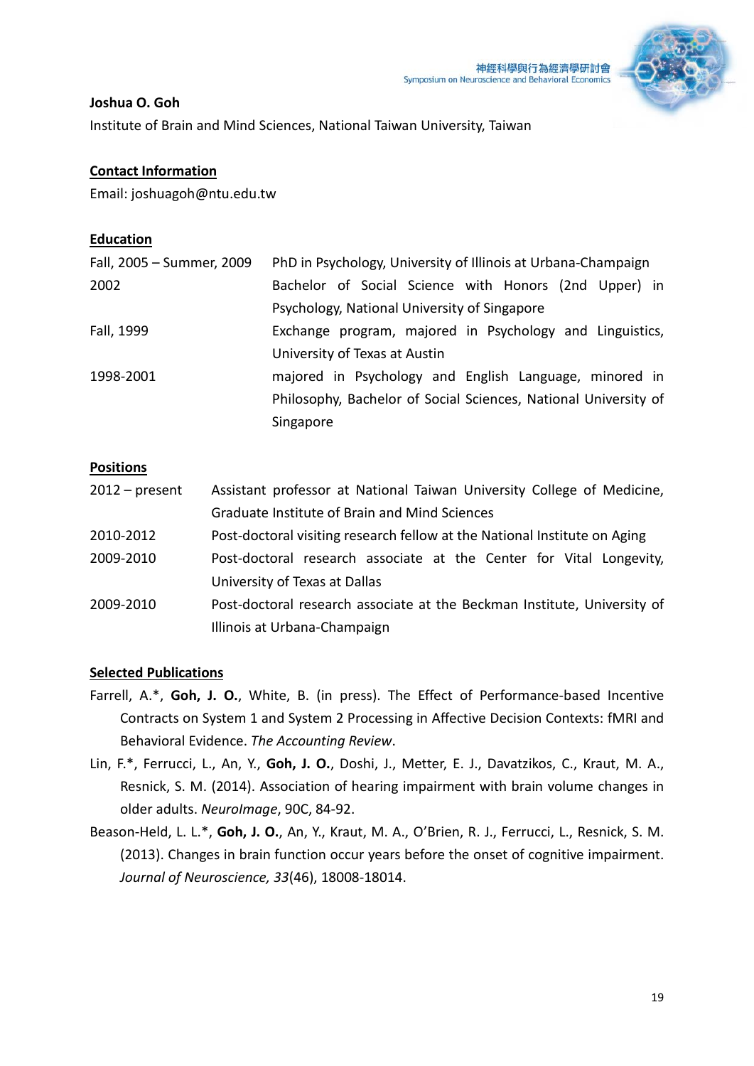**Joshua O. Goh**

Institute of Brain and Mind Sciences, National Taiwan University, Taiwan

**Contact Information**

Email: joshuagoh@ntu.edu.tw

**Education**

| | |
|---|---|
| Fall, 2005 – Summer, 2009 | PhD in Psychology, University of Illinois at Urbana-Champaign |
| 2002 | Bachelor of Social Science with Honors (2nd Upper) in Psychology, National University of Singapore |
| Fall, 1999 | Exchange program, majored in Psychology and Linguistics, University of Texas at Austin |
| 1998-2001 | majored in Psychology and English Language, minored in Philosophy, Bachelor of Social Sciences, National University of Singapore |

**Positions**

| | |
|---|---|
| 2012 – present | Assistant professor at National Taiwan University College of Medicine, Graduate Institute of Brain and Mind Sciences |
| 2010-2012 | Post-doctoral visiting research fellow at the National Institute on Aging |
| 2009-2010 | Post-doctoral research associate at the Center for Vital Longevity, University of Texas at Dallas |
| 2009-2010 | Post-doctoral research associate at the Beckman Institute, University of Illinois at Urbana-Champaign |

**Selected Publications**

Farrell, A.*, **Goh, J. O.**, White, B. (in press). The Effect of Performance-based Incentive Contracts on System 1 and System 2 Processing in Affective Decision Contexts: fMRI and Behavioral Evidence. *The Accounting Review*.

Lin, F.*, Ferrucci, L., An, Y., **Goh, J. O.**, Doshi, J., Metter, E. J., Davatzikos, C., Kraut, M. A., Resnick, S. M. (2014). Association of hearing impairment with brain volume changes in older adults. *NeuroImage*, 90C, 84-92.

Beason-Held, L. L.*, **Goh, J. O.**, An, Y., Kraut, M. A., O'Brien, R. J., Ferrucci, L., Resnick, S. M. (2013). Changes in brain function occur years before the onset of cognitive impairment. *Journal of Neuroscience, 33*(46), 18008-18014.